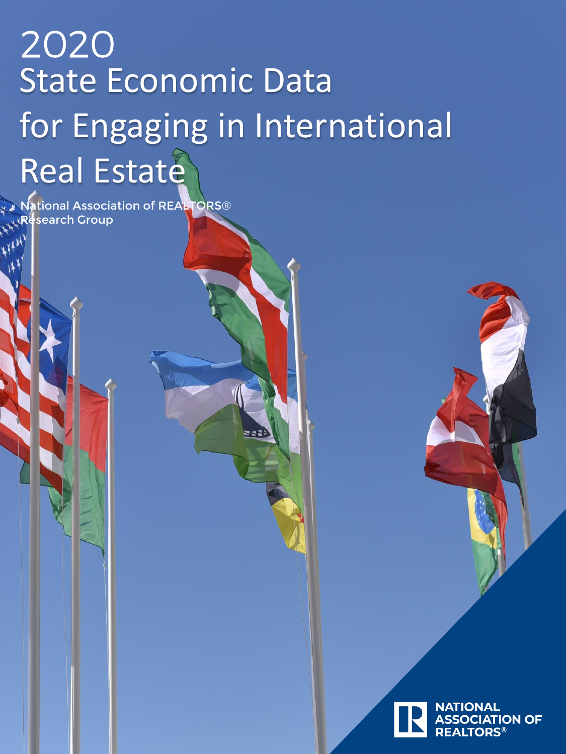# 2020 State Economic Data for Engaging in International Real Estate

National Association of REALTORS® Research Group

NATIONAL ASSOCIATION OF REALTORS®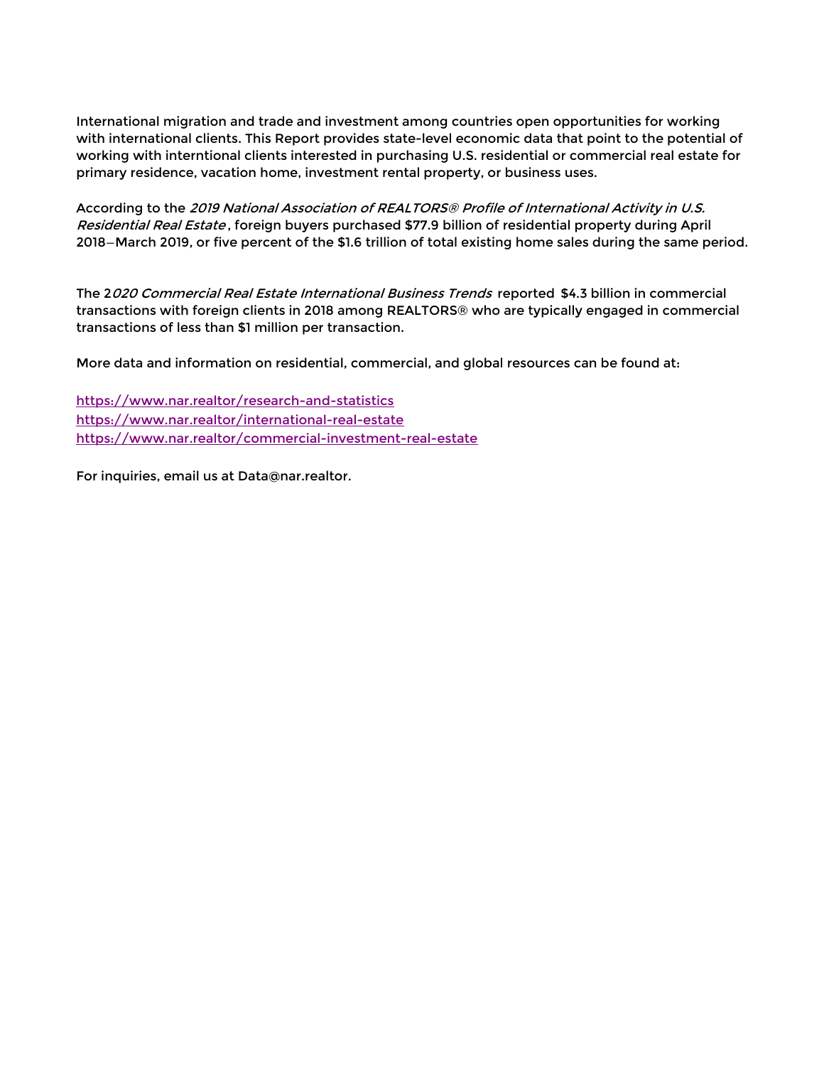International migration and trade and investment among countries open opportunities for working with international clients. This Report provides state-level economic data that point to the potential of working with interntional clients interested in purchasing U.S. residential or commercial real estate for primary residence, vacation home, investment rental property, or business uses.

According to the *2019 National Association of REALTORS® Profile of International Activity in U.S. Residential Real Estate*, foreign buyers purchased $77.9 billion of residential property during April 2018−March 2019, or five percent of the $1.6 trillion of total existing home sales during the same period.

The 2*020 Commercial Real Estate International Business Trends* reported $4.3 billion in commercial transactions with foreign clients in 2018 among REALTORS® who are typically engaged in commercial transactions of less than $1 million per transaction.

More data and information on residential, commercial, and global resources can be found at:

https://www.nar.realtor/research-and-statistics
https://www.nar.realtor/international-real-estate
https://www.nar.realtor/commercial-investment-real-estate

For inquiries, email us at Data@nar.realtor.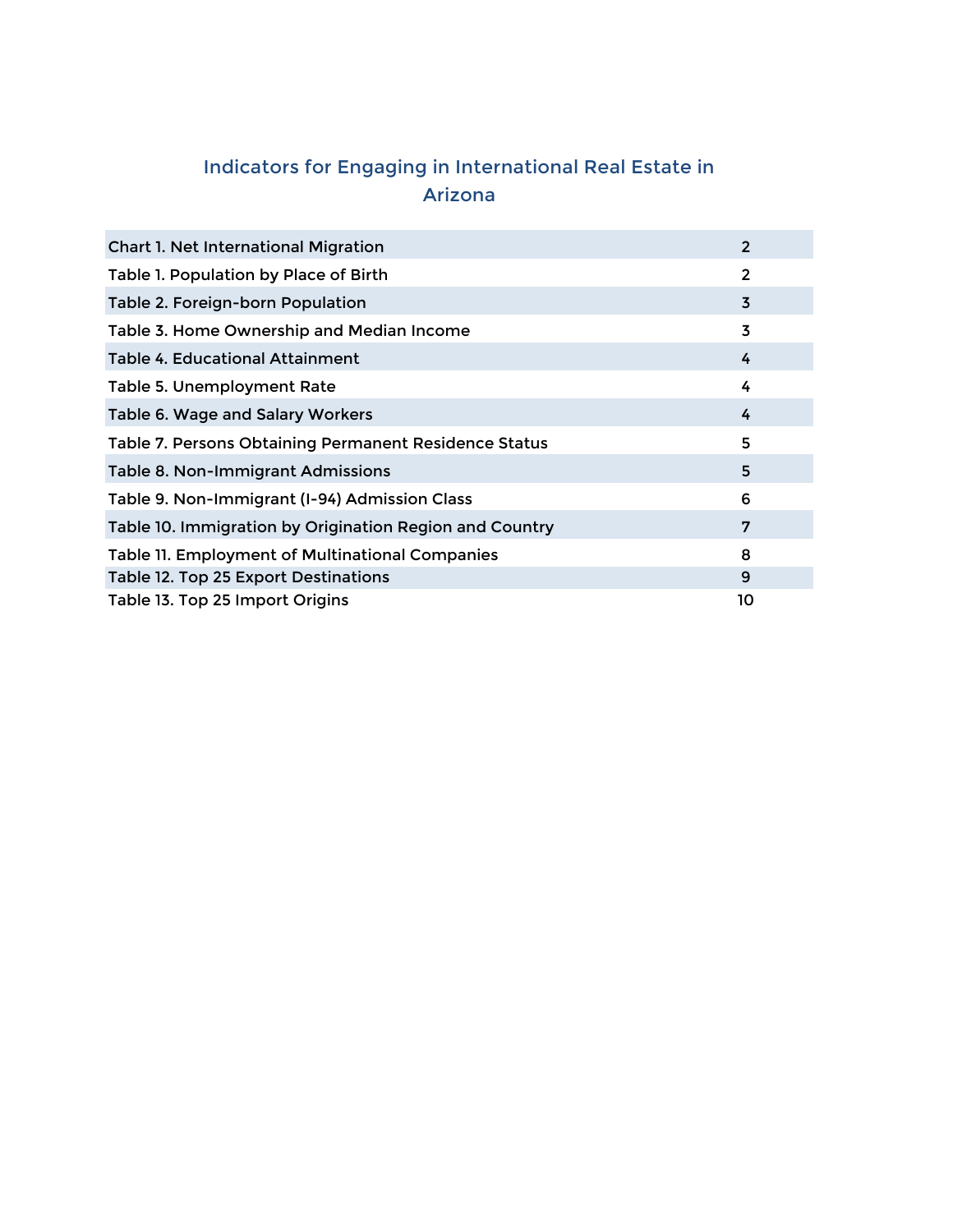# Indicators for Engaging in International Real Estate in Arizona

| | |
|---|---|
| Chart 1. Net International Migration | 2 |
| Table 1. Population by Place of Birth | 2 |
| Table 2. Foreign-born Population | 3 |
| Table 3. Home Ownership and Median Income | 3 |
| Table 4. Educational Attainment | 4 |
| Table 5. Unemployment Rate | 4 |
| Table 6. Wage and Salary Workers | 4 |
| Table 7. Persons Obtaining Permanent Residence Status | 5 |
| Table 8. Non-Immigrant Admissions | 5 |
| Table 9. Non-Immigrant (I-94) Admission Class | 6 |
| Table 10. Immigration by Origination Region and Country | 7 |
| Table 11. Employment of Multinational Companies | 8 |
| Table 12. Top 25 Export Destinations | 9 |
| Table 13. Top 25 Import Origins | 10 |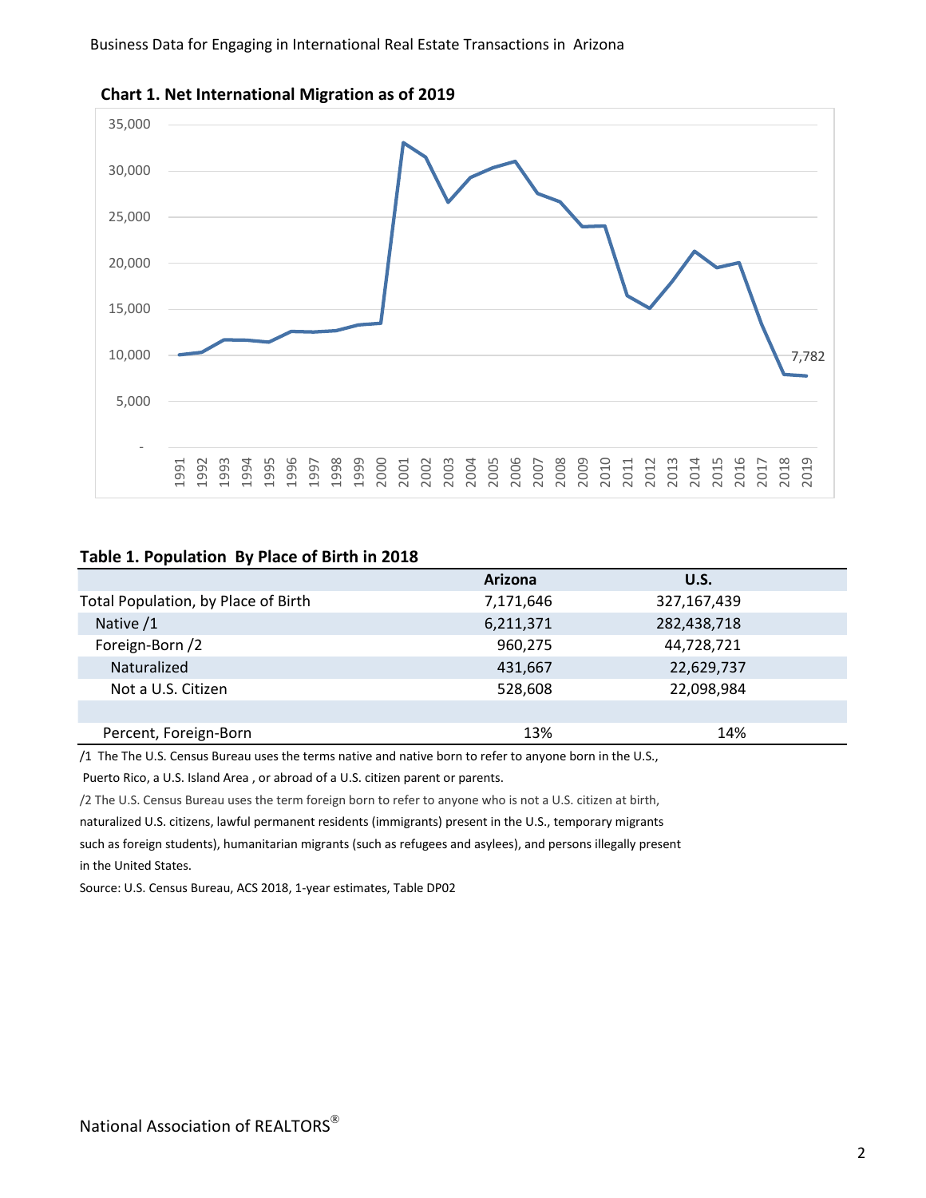## Chart 1. Net International Migration as of 2019

## Table 1. Population By Place of Birth in 2018

| | Arizona | U.S. |
|---|---|---|
| Total Population, by Place of Birth | 7,171,646 | 327,167,439 |
| Native /1 | 6,211,371 | 282,438,718 |
| Foreign-Born /2 | 960,275 | 44,728,721 |
| Naturalized | 431,667 | 22,629,737 |
| Not a U.S. Citizen | 528,608 | 22,098,984 |
| | | |
| Percent, Foreign-Born | 13% | 14% |

/1 The The U.S. Census Bureau uses the terms native and native born to refer to anyone born in the U.S., Puerto Rico, a U.S. Island Area , or abroad of a U.S. citizen parent or parents.

/2 The U.S. Census Bureau uses the term foreign born to refer to anyone who is not a U.S. citizen at birth, naturalized U.S. citizens, lawful permanent residents (immigrants) present in the U.S., temporary migrants such as foreign students), humanitarian migrants (such as refugees and asylees), and persons illegally present in the United States.

Source: U.S. Census Bureau, ACS 2018, 1-year estimates, Table DP02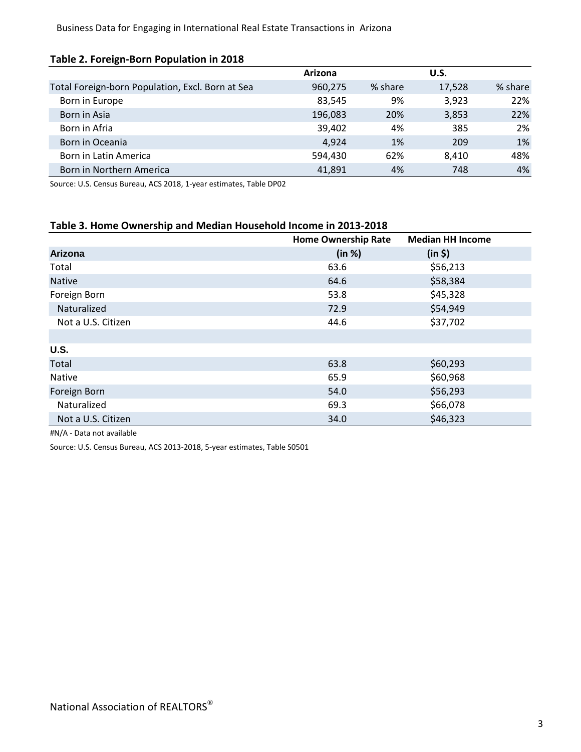### Table 2. Foreign-Born Population in 2018

| | Arizona | | U.S. | |
|---|---|---|---|---|
| Total Foreign-born Population, Excl. Born at Sea | 960,275 | % share | 17,528 | % share |
| Born in Europe | 83,545 | 9% | 3,923 | 22% |
| Born in Asia | 196,083 | 20% | 3,853 | 22% |
| Born in Afria | 39,402 | 4% | 385 | 2% |
| Born in Oceania | 4,924 | 1% | 209 | 1% |
| Born in Latin America | 594,430 | 62% | 8,410 | 48% |
| Born in Northern America | 41,891 | 4% | 748 | 4% |

Source: U.S. Census Bureau, ACS 2018, 1-year estimates, Table DP02

### Table 3. Home Ownership and Median Household Income in 2013-2018

| | Home Ownership Rate | Median HH Income |
|---|---|---|
| **Arizona** | **(in %)** | **(in $)** |
| Total | 63.6 | $56,213 |
| Native | 64.6 | $58,384 |
| Foreign Born | 53.8 | $45,328 |
| Naturalized | 72.9 | $54,949 |
| Not a U.S. Citizen | 44.6 | $37,702 |
| | | |
| **U.S.** | | |
| Total | 63.8 | $60,293 |
| Native | 65.9 | $60,968 |
| Foreign Born | 54.0 | $56,293 |
| Naturalized | 69.3 | $66,078 |
| Not a U.S. Citizen | 34.0 | $46,323 |

#N/A - Data not available

Source: U.S. Census Bureau, ACS 2013-2018, 5-year estimates, Table S0501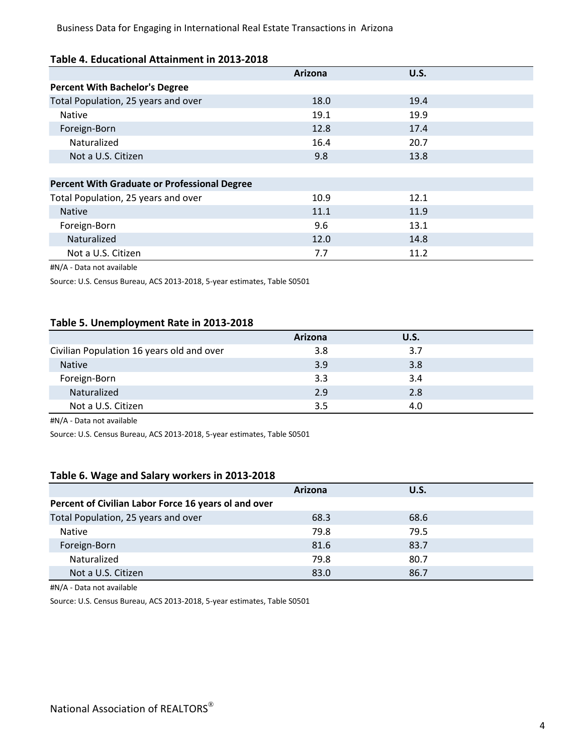### Table 4. Educational Attainment in 2013-2018

| | Arizona | U.S. |
|---|---|---|
| **Percent With Bachelor's Degree** | | |
| Total Population, 25 years and over | 18.0 | 19.4 |
| Native | 19.1 | 19.9 |
| Foreign-Born | 12.8 | 17.4 |
| Naturalized | 16.4 | 20.7 |
| Not a U.S. Citizen | 9.8 | 13.8 |
| | | |
| **Percent With Graduate or Professional Degree** | | |
| Total Population, 25 years and over | 10.9 | 12.1 |
| Native | 11.1 | 11.9 |
| Foreign-Born | 9.6 | 13.1 |
| Naturalized | 12.0 | 14.8 |
| Not a U.S. Citizen | 7.7 | 11.2 |

#N/A - Data not available

Source: U.S. Census Bureau, ACS 2013-2018, 5-year estimates, Table S0501

### Table 5. Unemployment Rate in 2013-2018

| | Arizona | U.S. |
|---|---|---|
| Civilian Population 16 years old and over | 3.8 | 3.7 |
| Native | 3.9 | 3.8 |
| Foreign-Born | 3.3 | 3.4 |
| Naturalized | 2.9 | 2.8 |
| Not a U.S. Citizen | 3.5 | 4.0 |

#N/A - Data not available

Source: U.S. Census Bureau, ACS 2013-2018, 5-year estimates, Table S0501

### Table 6. Wage and Salary workers in 2013-2018

| | Arizona | U.S. |
|---|---|---|
| **Percent of Civilian Labor Force 16 years ol and over** | | |
| Total Population, 25 years and over | 68.3 | 68.6 |
| Native | 79.8 | 79.5 |
| Foreign-Born | 81.6 | 83.7 |
| Naturalized | 79.8 | 80.7 |
| Not a U.S. Citizen | 83.0 | 86.7 |

#N/A - Data not available

Source: U.S. Census Bureau, ACS 2013-2018, 5-year estimates, Table S0501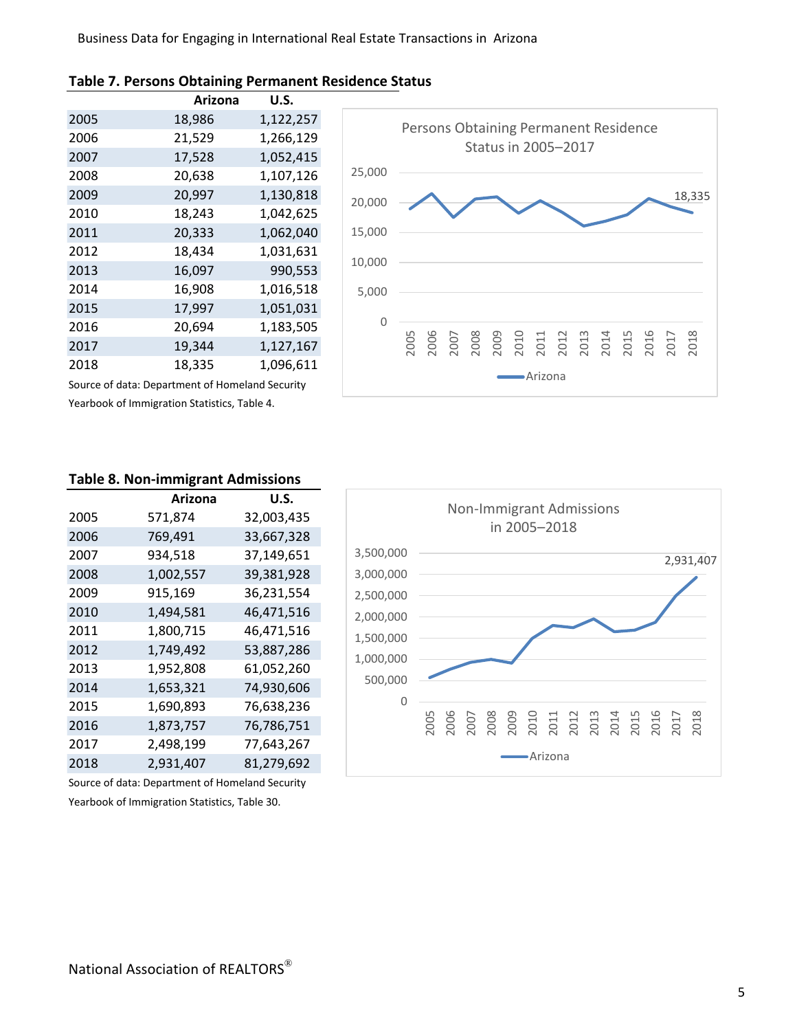## Table 7. Persons Obtaining Permanent Residence Status

| | Arizona | U.S. |
|---|---|---|
| 2005 | 18,986 | 1,122,257 |
| 2006 | 21,529 | 1,266,129 |
| 2007 | 17,528 | 1,052,415 |
| 2008 | 20,638 | 1,107,126 |
| 2009 | 20,997 | 1,130,818 |
| 2010 | 18,243 | 1,042,625 |
| 2011 | 20,333 | 1,062,040 |
| 2012 | 18,434 | 1,031,631 |
| 2013 | 16,097 | 990,553 |
| 2014 | 16,908 | 1,016,518 |
| 2015 | 17,997 | 1,051,031 |
| 2016 | 20,694 | 1,183,505 |
| 2017 | 19,344 | 1,127,167 |
| 2018 | 18,335 | 1,096,611 |

Source of data: Department of Homeland Security Yearbook of Immigration Statistics, Table 4.

Persons Obtaining Permanent Residence Status in 2005–2017

## Table 8. Non-immigrant Admissions

| | Arizona | U.S. |
|---|---|---|
| 2005 | 571,874 | 32,003,435 |
| 2006 | 769,491 | 33,667,328 |
| 2007 | 934,518 | 37,149,651 |
| 2008 | 1,002,557 | 39,381,928 |
| 2009 | 915,169 | 36,231,554 |
| 2010 | 1,494,581 | 46,471,516 |
| 2011 | 1,800,715 | 46,471,516 |
| 2012 | 1,749,492 | 53,887,286 |
| 2013 | 1,952,808 | 61,052,260 |
| 2014 | 1,653,321 | 74,930,606 |
| 2015 | 1,690,893 | 76,638,236 |
| 2016 | 1,873,757 | 76,786,751 |
| 2017 | 2,498,199 | 77,643,267 |
| 2018 | 2,931,407 | 81,279,692 |

Source of data: Department of Homeland Security Yearbook of Immigration Statistics, Table 30.

Non-Immigrant Admissions in 2005–2018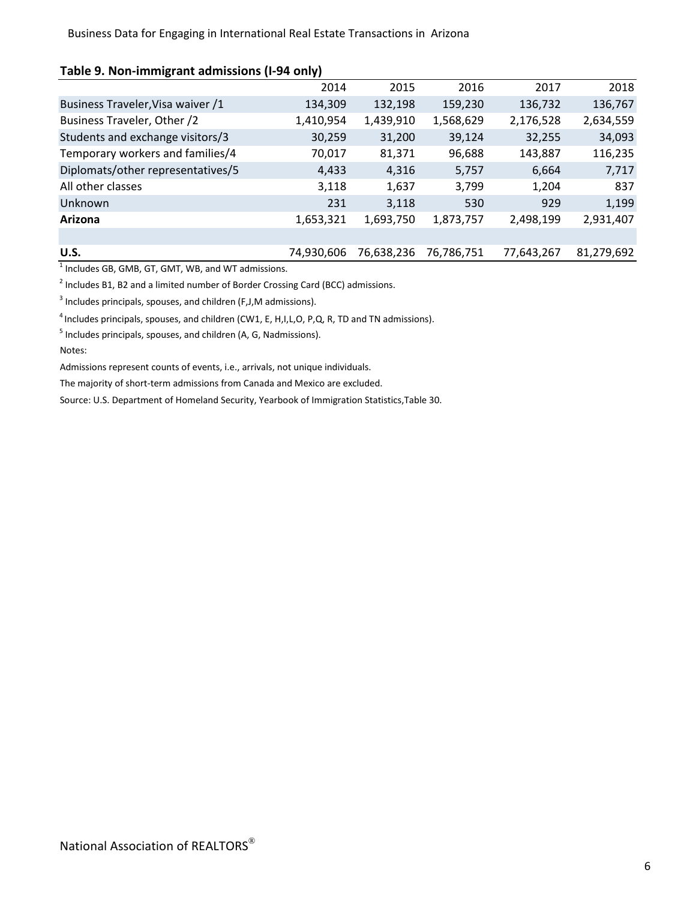**Table 9. Non-immigrant admissions (I-94 only)**

| | 2014 | 2015 | 2016 | 2017 | 2018 |
|---|---|---|---|---|---|
| Business Traveler,Visa waiver /1 | 134,309 | 132,198 | 159,230 | 136,732 | 136,767 |
| Business Traveler, Other /2 | 1,410,954 | 1,439,910 | 1,568,629 | 2,176,528 | 2,634,559 |
| Students and exchange visitors/3 | 30,259 | 31,200 | 39,124 | 32,255 | 34,093 |
| Temporary workers and families/4 | 70,017 | 81,371 | 96,688 | 143,887 | 116,235 |
| Diplomats/other representatives/5 | 4,433 | 4,316 | 5,757 | 6,664 | 7,717 |
| All other classes | 3,118 | 1,637 | 3,799 | 1,204 | 837 |
| Unknown | 231 | 3,118 | 530 | 929 | 1,199 |
| **Arizona** | 1,653,321 | 1,693,750 | 1,873,757 | 2,498,199 | 2,931,407 |
| | | | | | |
| **U.S.** | 74,930,606 | 76,638,236 | 76,786,751 | 77,643,267 | 81,279,692 |

[1] Includes GB, GMB, GT, GMT, WB, and WT admissions.

[2] Includes B1, B2 and a limited number of Border Crossing Card (BCC) admissions.

[3] Includes principals, spouses, and children (F,J,M admissions).

[4] Includes principals, spouses, and children (CW1, E, H,I,L,O, P,Q, R, TD and TN admissions).

[5] Includes principals, spouses, and children (A, G, Nadmissions).

Notes:

Admissions represent counts of events, i.e., arrivals, not unique individuals.

The majority of short-term admissions from Canada and Mexico are excluded.

Source: U.S. Department of Homeland Security, Yearbook of Immigration Statistics,Table 30.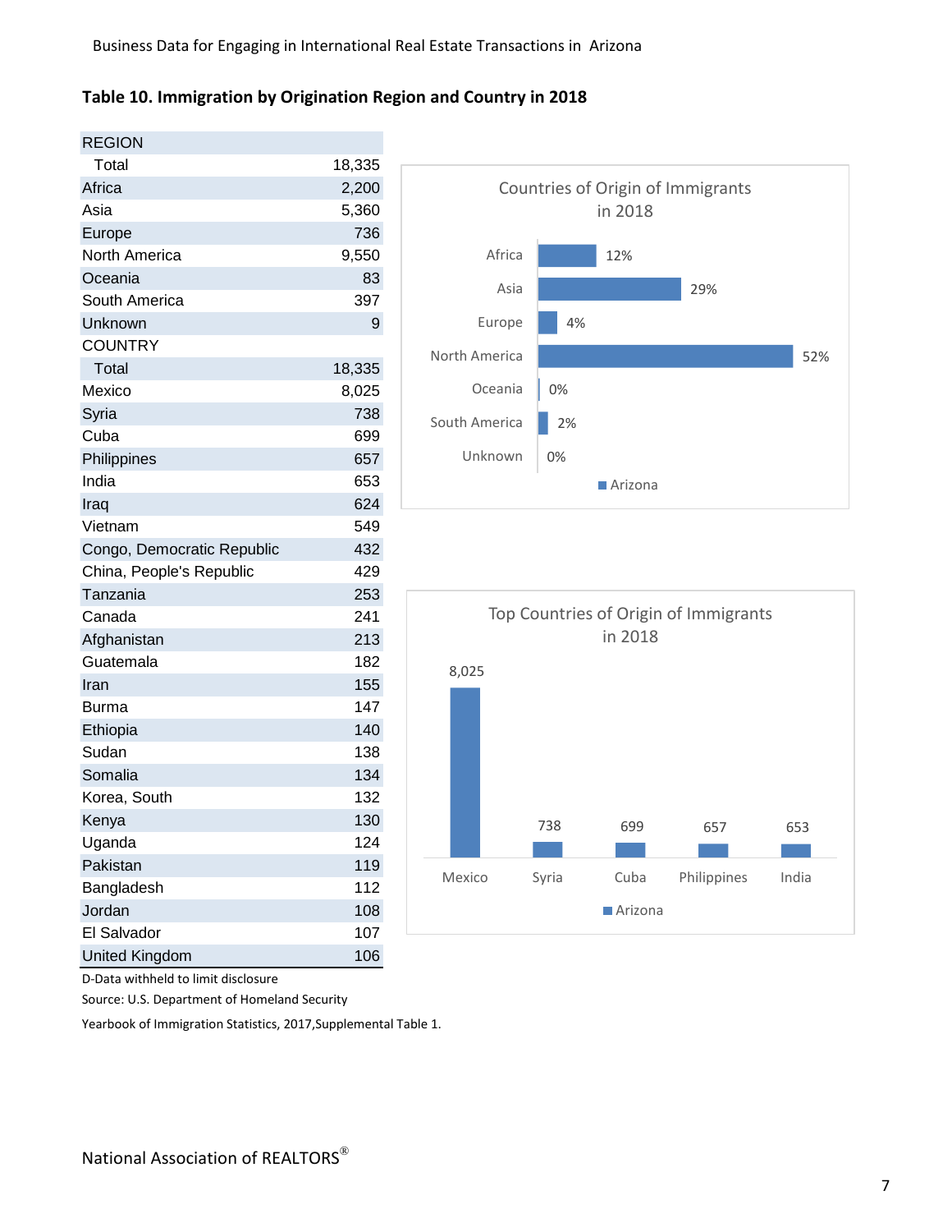## Table 10. Immigration by Origination Region and Country in 2018

| REGION | |
|---|---|
| Total | 18,335 |
| Africa | 2,200 |
| Asia | 5,360 |
| Europe | 736 |
| North America | 9,550 |
| Oceania | 83 |
| South America | 397 |
| Unknown | 9 |
| **COUNTRY** | |
| Total | 18,335 |
| Mexico | 8,025 |
| Syria | 738 |
| Cuba | 699 |
| Philippines | 657 |
| India | 653 |
| Iraq | 624 |
| Vietnam | 549 |
| Congo, Democratic Republic | 432 |
| China, People's Republic | 429 |
| Tanzania | 253 |
| Canada | 241 |
| Afghanistan | 213 |
| Guatemala | 182 |
| Iran | 155 |
| Burma | 147 |
| Ethiopia | 140 |
| Sudan | 138 |
| Somalia | 134 |
| Korea, South | 132 |
| Kenya | 130 |
| Uganda | 124 |
| Pakistan | 119 |
| Bangladesh | 112 |
| Jordan | 108 |
| El Salvador | 107 |
| United Kingdom | 106 |

D-Data withheld to limit disclosure

Source: U.S. Department of Homeland Security

Yearbook of Immigration Statistics, 2017,Supplemental Table 1.

**Countries of Origin of Immigrants in 2018**

| Region | Arizona |
|---|---|
| Africa | 12% |
| Asia | 29% |
| Europe | 4% |
| North America | 52% |
| Oceania | 0% |
| South America | 2% |
| Unknown | 0% |

**Top Countries of Origin of Immigrants in 2018**

| Country | Arizona |
|---|---|
| Mexico | 8,025 |
| Syria | 738 |
| Cuba | 699 |
| Philippines | 657 |
| India | 653 |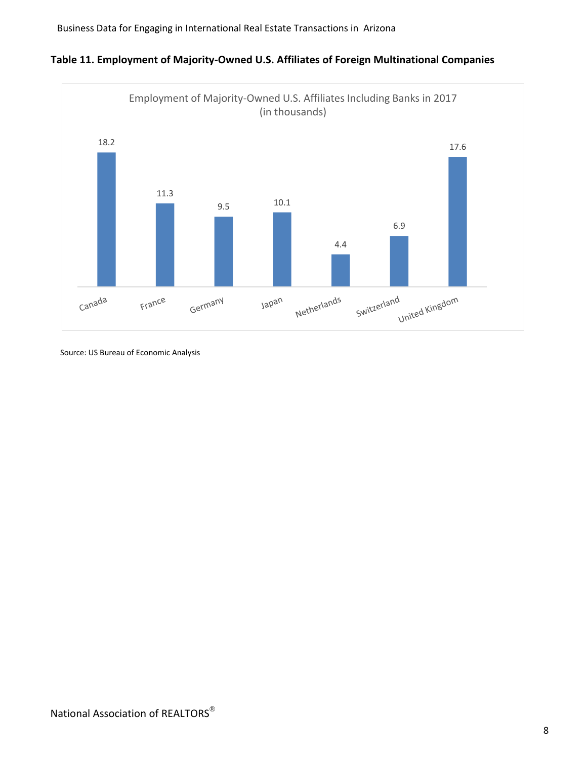**Table 11. Employment of Majority-Owned U.S. Affiliates of Foreign Multinational Companies**

Employment of Majority-Owned U.S. Affiliates Including Banks in 2017 (in thousands)

| Country | Employment (thousands) |
| --- | --- |
| Canada | 18.2 |
| France | 11.3 |
| Germany | 9.5 |
| Japan | 10.1 |
| Netherlands | 4.4 |
| Switzerland | 6.9 |
| United Kingdom | 17.6 |

Source: US Bureau of Economic Analysis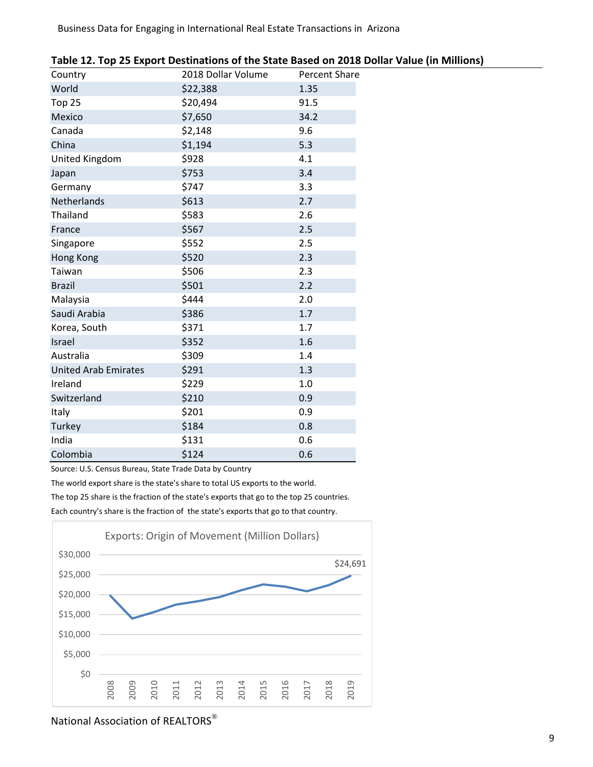**Table 12. Top 25 Export Destinations of the State Based on 2018 Dollar Value (in Millions)**

| Country | 2018 Dollar Volume | Percent Share |
|---|---|---|
| World | $22,388 | 1.35 |
| Top 25 | $20,494 | 91.5 |
| Mexico | $7,650 | 34.2 |
| Canada | $2,148 | 9.6 |
| China | $1,194 | 5.3 |
| United Kingdom | $928 | 4.1 |
| Japan | $753 | 3.4 |
| Germany | $747 | 3.3 |
| Netherlands | $613 | 2.7 |
| Thailand | $583 | 2.6 |
| France | $567 | 2.5 |
| Singapore | $552 | 2.5 |
| Hong Kong | $520 | 2.3 |
| Taiwan | $506 | 2.3 |
| Brazil | $501 | 2.2 |
| Malaysia | $444 | 2.0 |
| Saudi Arabia | $386 | 1.7 |
| Korea, South | $371 | 1.7 |
| Israel | $352 | 1.6 |
| Australia | $309 | 1.4 |
| United Arab Emirates | $291 | 1.3 |
| Ireland | $229 | 1.0 |
| Switzerland | $210 | 0.9 |
| Italy | $201 | 0.9 |
| Turkey | $184 | 0.8 |
| India | $131 | 0.6 |
| Colombia | $124 | 0.6 |

Source: U.S. Census Bureau, State Trade Data by Country

The world export share is the state's share to total US exports to the world.

The top 25 share is the fraction of the state's exports that go to the top 25 countries.

Each country's share is the fraction of the state's exports that go to that country.

Exports: Origin of Movement (Million Dollars)

$24,691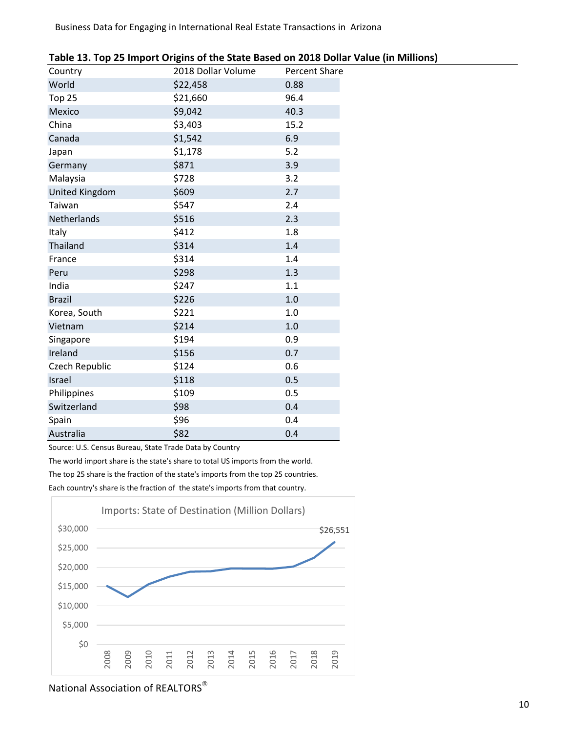## Table 13. Top 25 Import Origins of the State Based on 2018 Dollar Value (in Millions)

| Country | 2018 Dollar Volume | Percent Share |
|---|---|---|
| World | $22,458 | 0.88 |
| Top 25 | $21,660 | 96.4 |
| Mexico | $9,042 | 40.3 |
| China | $3,403 | 15.2 |
| Canada | $1,542 | 6.9 |
| Japan | $1,178 | 5.2 |
| Germany | $871 | 3.9 |
| Malaysia | $728 | 3.2 |
| United Kingdom | $609 | 2.7 |
| Taiwan | $547 | 2.4 |
| Netherlands | $516 | 2.3 |
| Italy | $412 | 1.8 |
| Thailand | $314 | 1.4 |
| France | $314 | 1.4 |
| Peru | $298 | 1.3 |
| India | $247 | 1.1 |
| Brazil | $226 | 1.0 |
| Korea, South | $221 | 1.0 |
| Vietnam | $214 | 1.0 |
| Singapore | $194 | 0.9 |
| Ireland | $156 | 0.7 |
| Czech Republic | $124 | 0.6 |
| Israel | $118 | 0.5 |
| Philippines | $109 | 0.5 |
| Switzerland | $98 | 0.4 |
| Spain | $96 | 0.4 |
| Australia | $82 | 0.4 |

Source: U.S. Census Bureau, State Trade Data by Country

The world import share is the state's share to total US imports from the world.

The top 25 share is the fraction of the state's imports from the top 25 countries.

Each country's share is the fraction of the state's imports from that country.

Imports: State of Destination (Million Dollars)

$26,551

National Association of REALTORS®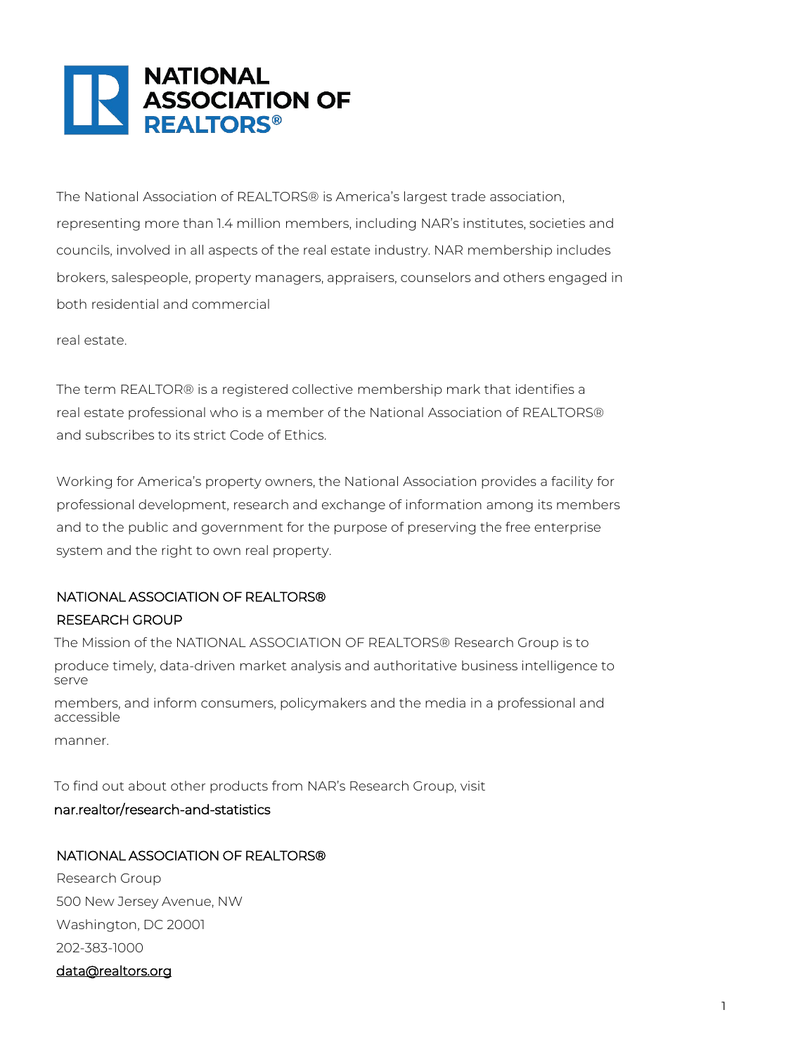# NATIONAL ASSOCIATION OF REALTORS®

The National Association of REALTORS® is America's largest trade association, representing more than 1.4 million members, including NAR's institutes, societies and councils, involved in all aspects of the real estate industry. NAR membership includes brokers, salespeople, property managers, appraisers, counselors and others engaged in both residential and commercial real estate.

The term REALTOR® is a registered collective membership mark that identifies a real estate professional who is a member of the National Association of REALTORS® and subscribes to its strict Code of Ethics.

Working for America's property owners, the National Association provides a facility for professional development, research and exchange of information among its members and to the public and government for the purpose of preserving the free enterprise system and the right to own real property.

## NATIONAL ASSOCIATION OF REALTORS® RESEARCH GROUP

The Mission of the NATIONAL ASSOCIATION OF REALTORS® Research Group is to produce timely, data-driven market analysis and authoritative business intelligence to serve members, and inform consumers, policymakers and the media in a professional and accessible manner.

To find out about other products from NAR's Research Group, visit nar.realtor/research-and-statistics

NATIONAL ASSOCIATION OF REALTORS®
Research Group
500 New Jersey Avenue, NW
Washington, DC 20001
202-383-1000
data@realtors.org